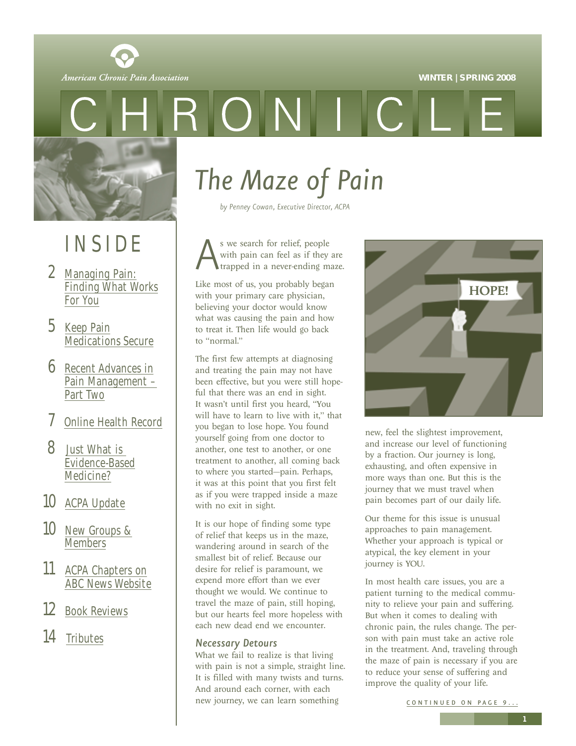American Chronic Pain Association

WINTER | SPRING 2008

# CHRONICLE

## INSIDE

- 2 Managing Pain: Finding What Works For You
- 5 Keep Pain Medications Secure
- 6 Recent Advances in Pain Management – Part Two
- 7 Online Health Record
- 8 Just What is Evidence-Based Medicine?
- 10 ACPA Update
- 10 New Groups & Members
- 11 ACPA Chapters on ABC News Website
- 12 Book Reviews
- 14 Tributes

# *The Maze of Pain*

*by Penney Cowan, Executive Director, ACPA*

As we search for relief, people with pain can feel as if they are trapped in a never-ending maze.

Like most of us, you probably began with your primary care physician, believing your doctor would know what was causing the pain and how to treat it. Then life would go back to "normal."

The first few attempts at diagnosing and treating the pain may not have been effective, but you were still hopeful that there was an end in sight. It wasn't until first you heard, "You will have to learn to live with it," that you began to lose hope. You found yourself going from one doctor to another, one test to another, or one treatment to another, all coming back to where you started—pain. Perhaps, it was at this point that you first felt as if you were trapped inside a maze with no exit in sight.

It is our hope of finding some type of relief that keeps us in the maze, wandering around in search of the smallest bit of relief. Because our desire for relief is paramount, we expend more effort than we ever thought we would. We continue to travel the maze of pain, still hoping, but our hearts feel more hopeless with each new dead end we encounter.

### *Necessary Detours*

What we fail to realize is that living with pain is not a simple, straight line. It is filled with many twists and turns. And around each corner, with each new journey, we can learn something new, feel the slightest improvement, and increase our level of functioning by a fraction. Our journey is long, exhausting, and often expensive in more ways than one. But this is the journey that we must travel when pain becomes part of our daily life.

Our theme for this issue is unusual approaches to pain management. Whether your approach is typical or atypical, the key element in your journey is YOU.

In most health care issues, you are a patient turning to the medical community to relieve your pain and suffering. But when it comes to dealing with chronic pain, the rules change. The person with pain must take an active role in the treatment. And, traveling through the maze of pain is necessary if you are to reduce your sense of suffering and improve the quality of your life.

CONTINUED ON PAGE 9...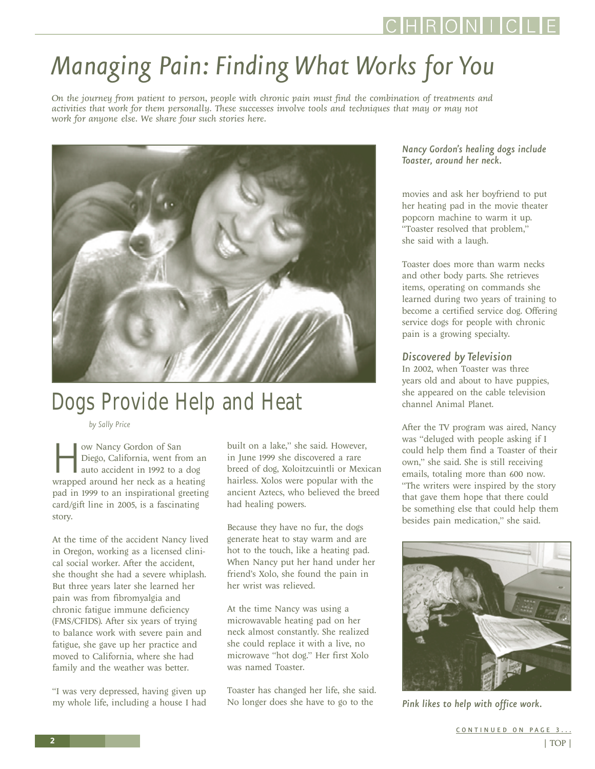# Managing Pain: Finding What Works for You

*On the journey from patient to person, people with chronic pain must find the combination of treatments and activities that work for them personally. These successes involve tools and techniques that may or may not work for anyone else. We share four such stories here.*

*Nancy Gordon's healing dogs include Toaster, around her neck.*

## Dogs Provide Help and Heat

*by Sally Price*

How Nancy Gordon of San Diego, California, went from an auto accident in 1992 to a dog wrapped around her neck as a heating pad in 1999 to an inspirational greeting card/gift line in 2005, is a fascinating story.

At the time of the accident Nancy lived in Oregon, working as a licensed clinical social worker. After the accident, she thought she had a severe whiplash. But three years later she learned her pain was from fibromyalgia and chronic fatigue immune deficiency (FMS/CFIDS). After six years of trying to balance work with severe pain and fatigue, she gave up her practice and moved to California, where she had family and the weather was better.

"I was very depressed, having given up my whole life, including a house I had built on a lake," she said. However, in June 1999 she discovered a rare breed of dog, Xoloitzcuintli or Mexican hairless. Xolos were popular with the ancient Aztecs, who believed the breed had healing powers.

Because they have no fur, the dogs generate heat to stay warm and are hot to the touch, like a heating pad. When Nancy put her hand under her friend's Xolo, she found the pain in her wrist was relieved.

At the time Nancy was using a microwavable heating pad on her neck almost constantly. She realized she could replace it with a live, no microwave "hot dog." Her first Xolo was named Toaster.

Toaster has changed her life, she said. No longer does she have to go to the movies and ask her boyfriend to put her heating pad in the movie theater popcorn machine to warm it up. "Toaster resolved that problem," she said with a laugh.

Toaster does more than warm necks and other body parts. She retrieves items, operating on commands she learned during two years of training to become a certified service dog. Offering service dogs for people with chronic pain is a growing specialty.

### Discovered by Television

In 2002, when Toaster was three years old and about to have puppies, she appeared on the cable television channel Animal Planet.

After the TV program was aired, Nancy was "deluged with people asking if I could help them find a Toaster of their own," she said. She is still receiving emails, totaling more than 600 now. "The writers were inspired by the story that gave them hope that there could be something else that could help them besides pain medication," she said.

*Pink likes to help with office work.*

CONTINUED ON PAGE 3...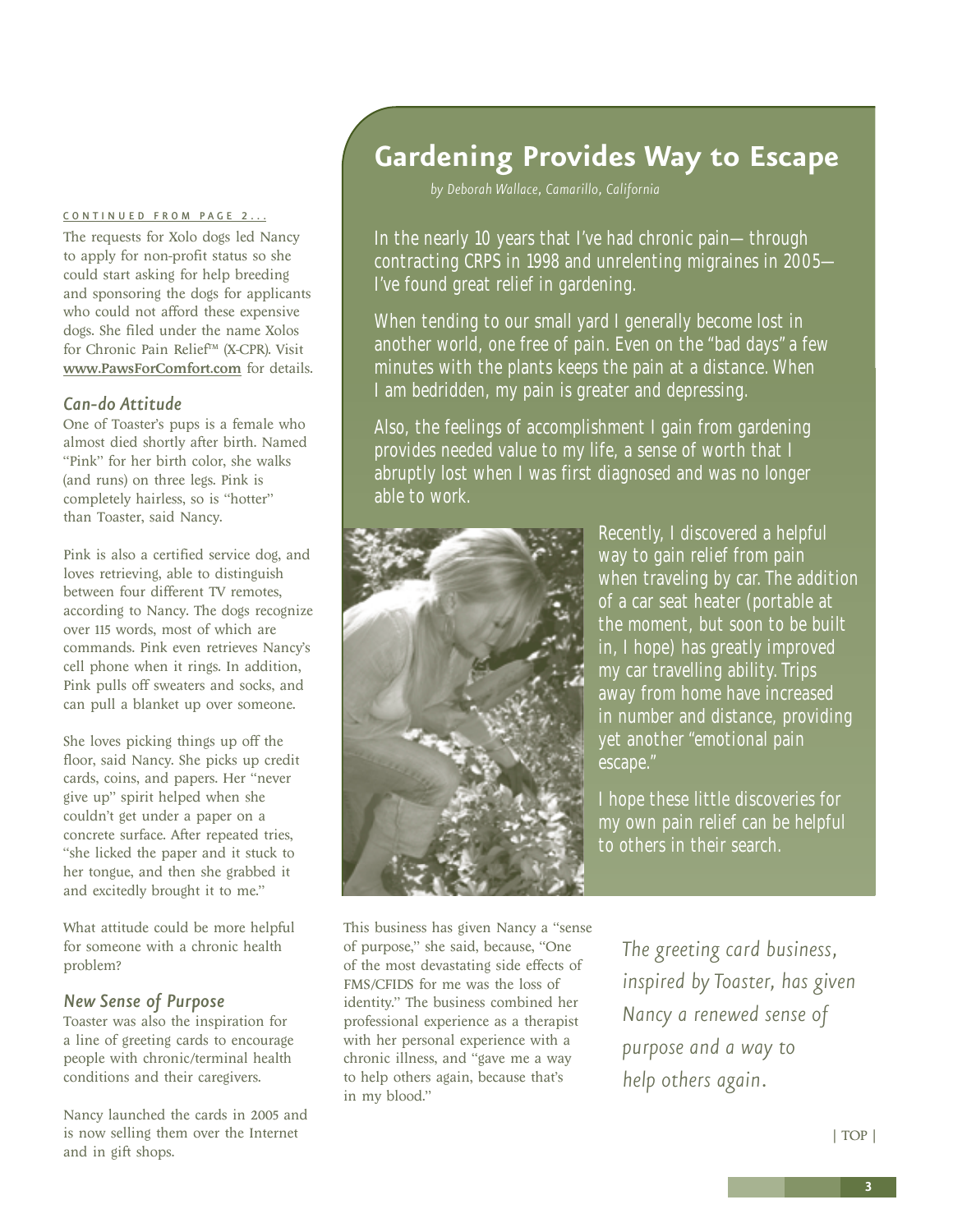CONTINUED FROM PAGE 2...

The requests for Xolo dogs led Nancy to apply for non-profit status so she could start asking for help breeding and sponsoring the dogs for applicants who could not afford these expensive dogs. She filed under the name Xolos for Chronic Pain Relief™ (X-CPR). Visit **www.PawsForComfort.com** for details.

### *Can-do Attitude*

One of Toaster's pups is a female who almost died shortly after birth. Named "Pink" for her birth color, she walks (and runs) on three legs. Pink is completely hairless, so is "hotter" than Toaster, said Nancy.

Pink is also a certified service dog, and loves retrieving, able to distinguish between four different TV remotes, according to Nancy. The dogs recognize over 115 words, most of which are commands. Pink even retrieves Nancy's cell phone when it rings. In addition, Pink pulls off sweaters and socks, and can pull a blanket up over someone.

She loves picking things up off the floor, said Nancy. She picks up credit cards, coins, and papers. Her "never give up" spirit helped when she couldn't get under a paper on a concrete surface. After repeated tries, "she licked the paper and it stuck to her tongue, and then she grabbed it and excitedly brought it to me."

What attitude could be more helpful for someone with a chronic health problem?

### *New Sense of Purpose*

Toaster was also the inspiration for a line of greeting cards to encourage people with chronic/terminal health conditions and their caregivers.

Nancy launched the cards in 2005 and is now selling them over the Internet and in gift shops.

This business has given Nancy a "sense of purpose," she said, because, "One of the most devastating side effects of FMS/CFIDS for me was the loss of identity." The business combined her professional experience as a therapist with her personal experience with a chronic illness, and "gave me a way to help others again, because that's in my blood."

*The greeting card business, inspired by Toaster, has given Nancy a renewed sense of purpose and a way to help others again.*

## Gardening Provides Way to Escape

*by Deborah Wallace, Camarillo, California*

In the nearly 10 years that I've had chronic pain— through contracting CRPS in 1998 and unrelenting migraines in 2005— I've found great relief in gardening.

When tending to our small yard I generally become lost in another world, one free of pain. Even on the "bad days" a few minutes with the plants keeps the pain at a distance. When I am bedridden, my pain is greater and depressing.

Also, the feelings of accomplishment I gain from gardening provides needed value to my life, a sense of worth that I abruptly lost when I was first diagnosed and was no longer able to work.

Recently, I discovered a helpful way to gain relief from pain when traveling by car. The addition of a car seat heater (portable at the moment, but soon to be built in, I hope) has greatly improved my car travelling ability. Trips away from home have increased in number and distance, providing yet another "emotional pain escape."

I hope these little discoveries for my own pain relief can be helpful to others in their search.

| TOP |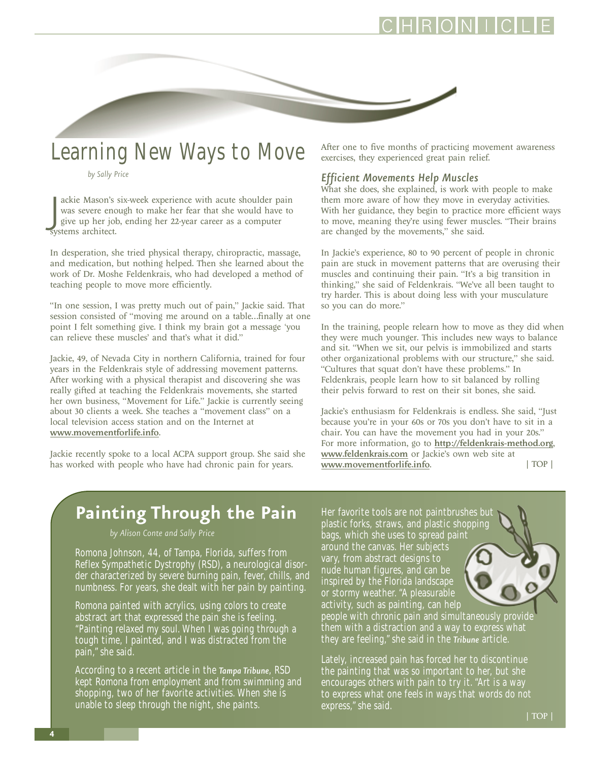# Learning New Ways to Move

*by Sally Price*

Jackie Mason's six-week experience with acute shoulder pain was severe enough to make her fear that she would have to give up her job, ending her 22-year career as a computer systems architect.

In desperation, she tried physical therapy, chiropractic, massage, and medication, but nothing helped. Then she learned about the work of Dr. Moshe Feldenkrais, who had developed a method of teaching people to move more efficiently.

"In one session, I was pretty much out of pain," Jackie said. That session consisted of "moving me around on a table…finally at one point I felt something give. I think my brain got a message 'you can relieve these muscles' and that's what it did."

Jackie, 49, of Nevada City in northern California, trained for four years in the Feldenkrais style of addressing movement patterns. After working with a physical therapist and discovering she was really gifted at teaching the Feldenkrais movements, she started her own business, "Movement for Life." Jackie is currently seeing about 30 clients a week. She teaches a "movement class" on a local television access station and on the Internet at **www.movementforlife.info**.

Jackie recently spoke to a local ACPA support group. She said she has worked with people who have had chronic pain for years. After one to five months of practicing movement awareness exercises, they experienced great pain relief.

## *Efficient Movements Help Muscles*

What she does, she explained, is work with people to make them more aware of how they move in everyday activities. With her guidance, they begin to practice more efficient ways to move, meaning they're using fewer muscles. "Their brains are changed by the movements," she said.

In Jackie's experience, 80 to 90 percent of people in chronic pain are stuck in movement patterns that are overusing their muscles and continuing their pain. "It's a big transition in thinking," she said of Feldenkrais. "We've all been taught to try harder. This is about doing less with your musculature so you can do more."

In the training, people relearn how to move as they did when they were much younger. This includes new ways to balance and sit. "When we sit, our pelvis is immobilized and starts other organizational problems with our structure," she said. "Cultures that squat don't have these problems." In Feldenkrais, people learn how to sit balanced by rolling their pelvis forward to rest on their sit bones, she said.

Jackie's enthusiasm for Feldenkrais is endless. She said, "Just because you're in your 60s or 70s you don't have to sit in a chair. You can have the movement you had in your 20s." For more information, go to **http://feldenkrais-method.org**, **www.feldenkrais.com** or Jackie's own web site at **www.movementforlife.info**.

| TOP |

# Painting Through the Pain

*by Alison Conte and Sally Price*

Romona Johnson, 44, of Tampa, Florida, suffers from Reflex Sympathetic Dystrophy (RSD), a neurological disorder characterized by severe burning pain, fever, chills, and numbness. For years, she dealt with her pain by painting.

Romona painted with acrylics, using colors to create abstract art that expressed the pain she is feeling. "Painting relaxed my soul. When I was going through a tough time, I painted, and I was distracted from the pain," she said.

According to a recent article in the ***Tampa Tribune***, RSD kept Romona from employment and from swimming and shopping, two of her favorite activities. When she is unable to sleep through the night, she paints.

Her favorite tools are not paintbrushes but plastic forks, straws, and plastic shopping bags, which she uses to spread paint around the canvas. Her subjects vary, from abstract designs to nude human figures, and can be inspired by the Florida landscape or stormy weather. "A pleasurable activity, such as painting, can help people with chronic pain and simultaneously provide them with a distraction and a way to express what they are feeling," she said in the ***Tribune*** article.

Lately, increased pain has forced her to discontinue the painting that was so important to her, but she encourages others with pain to try it. "Art is a way to express what one feels in ways that words do not express," she said.

| TOP |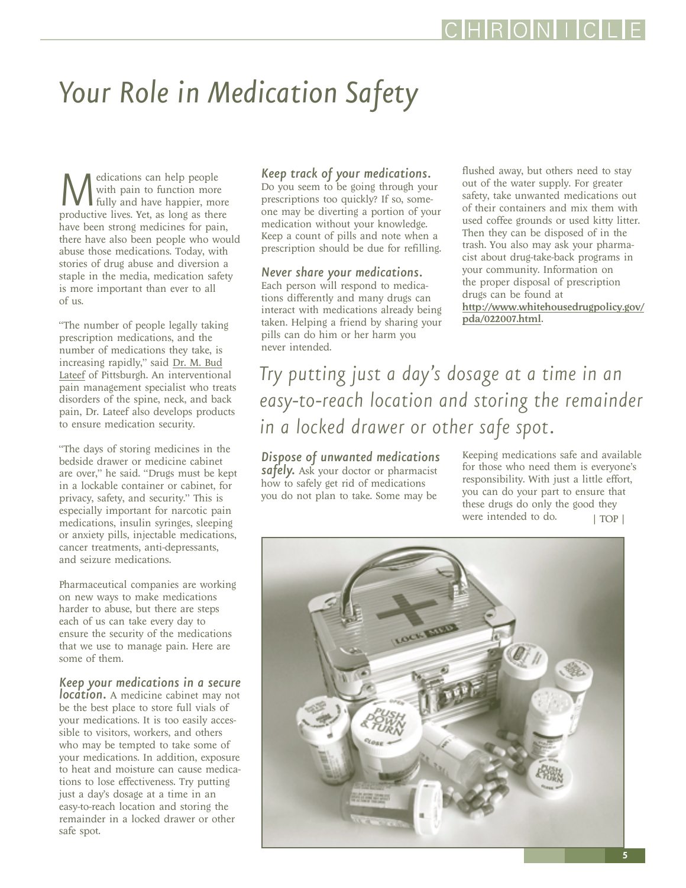# Your Role in Medication Safety

Medications can help people with pain to function more fully and have happier, more productive lives. Yet, as long as there have been strong medicines for pain, there have also been people who would abuse those medications. Today, with stories of drug abuse and diversion a staple in the media, medication safety is more important than ever to all of us.

"The number of people legally taking prescription medications, and the number of medications they take, is increasing rapidly," said Dr. M. Bud Lateef of Pittsburgh. An interventional pain management specialist who treats disorders of the spine, neck, and back pain, Dr. Lateef also develops products to ensure medication security.

"The days of storing medicines in the bedside drawer or medicine cabinet are over," he said. "Drugs must be kept in a lockable container or cabinet, for privacy, safety, and security." This is especially important for narcotic pain medications, insulin syringes, sleeping or anxiety pills, injectable medications, cancer treatments, anti-depressants, and seizure medications.

Pharmaceutical companies are working on new ways to make medications harder to abuse, but there are steps each of us can take every day to ensure the security of the medications that we use to manage pain. Here are some of them.

***Keep your medications in a secure location.*** A medicine cabinet may not be the best place to store full vials of your medications. It is too easily accessible to visitors, workers, and others who may be tempted to take some of your medications. In addition, exposure to heat and moisture can cause medications to lose effectiveness. Try putting just a day's dosage at a time in an easy-to-reach location and storing the remainder in a locked drawer or other safe spot.

***Keep track of your medications.*** Do you seem to be going through your prescriptions too quickly? If so, someone may be diverting a portion of your medication without your knowledge. Keep a count of pills and note when a prescription should be due for refilling.

***Never share your medications.*** Each person will respond to medications differently and many drugs can interact with medications already being taken. Helping a friend by sharing your pills can do him or her harm you never intended.

***Dispose of unwanted medications safely.*** Ask your doctor or pharmacist how to safely get rid of medications you do not plan to take. Some may be flushed away, but others need to stay out of the water supply. For greater safety, take unwanted medications out of their containers and mix them with used coffee grounds or used kitty litter. Then they can be disposed of in the trash. You also may ask your pharmacist about drug-take-back programs in your community. Information on the proper disposal of prescription drugs can be found at **http://www.whitehousedrugpolicy.gov/pda/022007.html**.

*Try putting just a day's dosage at a time in an easy-to-reach location and storing the remainder in a locked drawer or other safe spot.*

Keeping medications safe and available for those who need them is everyone's responsibility. With just a little effort, you can do your part to ensure that these drugs do only the good they were intended to do.

| TOP |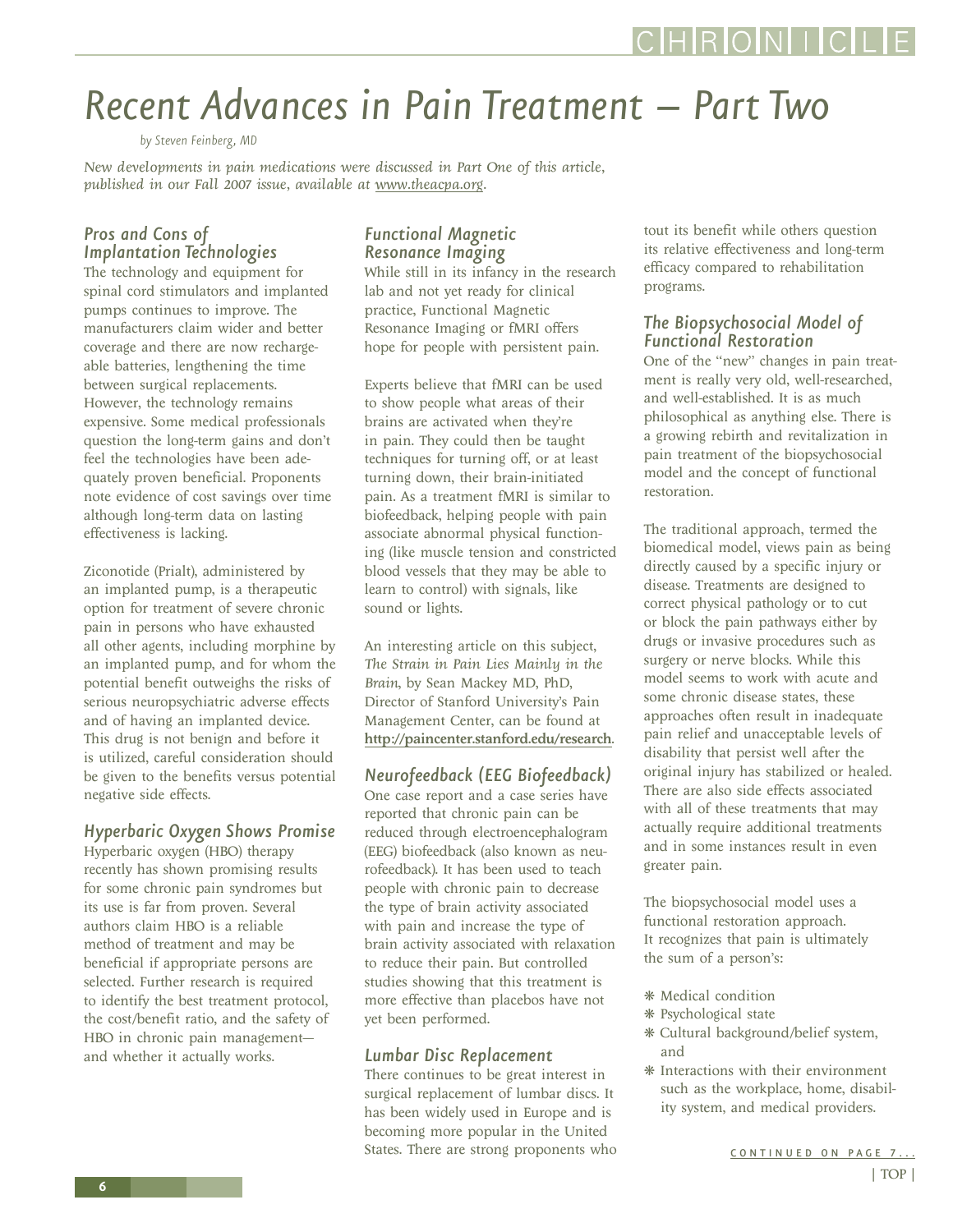# Recent Advances in Pain Treatment – Part Two

*by Steven Feinberg, MD*

*New developments in pain medications were discussed in Part One of this article, published in our Fall 2007 issue, available at www.theacpa.org.*

### Pros and Cons of Implantation Technologies

The technology and equipment for spinal cord stimulators and implanted pumps continues to improve. The manufacturers claim wider and better coverage and there are now rechargeable batteries, lengthening the time between surgical replacements. However, the technology remains expensive. Some medical professionals question the long-term gains and don't feel the technologies have been adequately proven beneficial. Proponents note evidence of cost savings over time although long-term data on lasting effectiveness is lacking.

Ziconotide (Prialt), administered by an implanted pump, is a therapeutic option for treatment of severe chronic pain in persons who have exhausted all other agents, including morphine by an implanted pump, and for whom the potential benefit outweighs the risks of serious neuropsychiatric adverse effects and of having an implanted device. This drug is not benign and before it is utilized, careful consideration should be given to the benefits versus potential negative side effects.

### Hyperbaric Oxygen Shows Promise

Hyperbaric oxygen (HBO) therapy recently has shown promising results for some chronic pain syndromes but its use is far from proven. Several authors claim HBO is a reliable method of treatment and may be beneficial if appropriate persons are selected. Further research is required to identify the best treatment protocol, the cost/benefit ratio, and the safety of HBO in chronic pain management—and whether it actually works.

### Functional Magnetic Resonance Imaging

While still in its infancy in the research lab and not yet ready for clinical practice, Functional Magnetic Resonance Imaging or fMRI offers hope for people with persistent pain.

Experts believe that fMRI can be used to show people what areas of their brains are activated when they're in pain. They could then be taught techniques for turning off, or at least turning down, their brain-initiated pain. As a treatment fMRI is similar to biofeedback, helping people with pain associate abnormal physical functioning (like muscle tension and constricted blood vessels that they may be able to learn to control) with signals, like sound or lights.

An interesting article on this subject, *The Strain in Pain Lies Mainly in the Brain*, by Sean Mackey MD, PhD, Director of Stanford University's Pain Management Center, can be found at **http://paincenter.stanford.edu/research**.

### Neurofeedback (EEG Biofeedback)

One case report and a case series have reported that chronic pain can be reduced through electroencephalogram (EEG) biofeedback (also known as neurofeedback). It has been used to teach people with chronic pain to decrease the type of brain activity associated with pain and increase the type of brain activity associated with relaxation to reduce their pain. But controlled studies showing that this treatment is more effective than placebos have not yet been performed.

### Lumbar Disc Replacement

There continues to be great interest in surgical replacement of lumbar discs. It has been widely used in Europe and is becoming more popular in the United States. There are strong proponents who tout its benefit while others question its relative effectiveness and long-term efficacy compared to rehabilitation programs.

### The Biopsychosocial Model of Functional Restoration

One of the "new" changes in pain treatment is really very old, well-researched, and well-established. It is as much philosophical as anything else. There is a growing rebirth and revitalization in pain treatment of the biopsychosocial model and the concept of functional restoration.

The traditional approach, termed the biomedical model, views pain as being directly caused by a specific injury or disease. Treatments are designed to correct physical pathology or to cut or block the pain pathways either by drugs or invasive procedures such as surgery or nerve blocks. While this model seems to work with acute and some chronic disease states, these approaches often result in inadequate pain relief and unacceptable levels of disability that persist well after the original injury has stabilized or healed. There are also side effects associated with all of these treatments that may actually require additional treatments and in some instances result in even greater pain.

The biopsychosocial model uses a functional restoration approach. It recognizes that pain is ultimately the sum of a person's:

- Medical condition
- Psychological state
- Cultural background/belief system, and
- Interactions with their environment such as the workplace, home, disability system, and medical providers.

CONTINUED ON PAGE 7...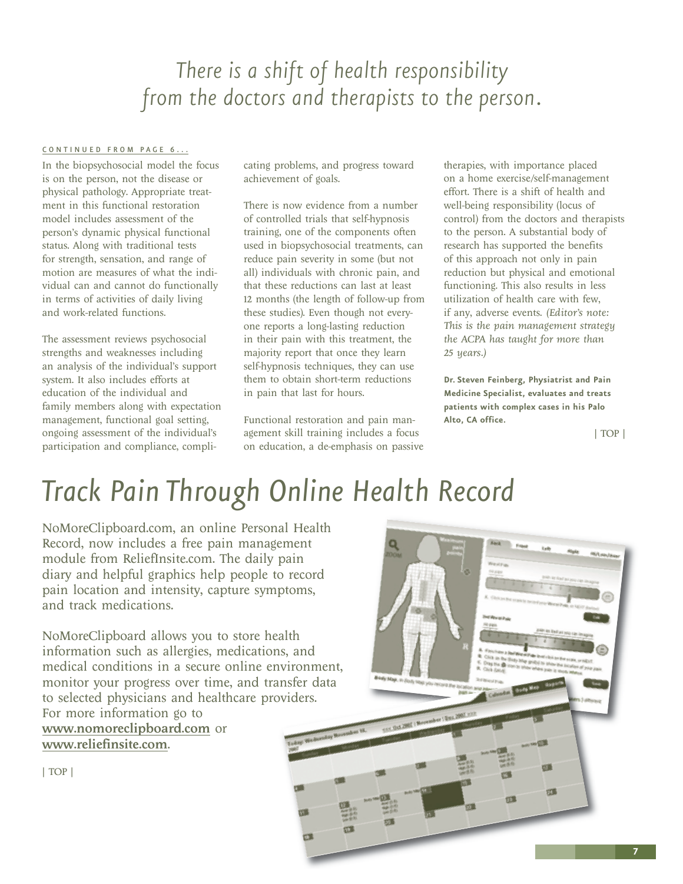*There is a shift of health responsibility from the doctors and therapists to the person.*

CONTINUED FROM PAGE 6...

In the biopsychosocial model the focus is on the person, not the disease or physical pathology. Appropriate treatment in this functional restoration model includes assessment of the person's dynamic physical functional status. Along with traditional tests for strength, sensation, and range of motion are measures of what the individual can and cannot do functionally in terms of activities of daily living and work-related functions.

The assessment reviews psychosocial strengths and weaknesses including an analysis of the individual's support system. It also includes efforts at education of the individual and family members along with expectation management, functional goal setting, ongoing assessment of the individual's participation and compliance, complicating problems, and progress toward achievement of goals.

There is now evidence from a number of controlled trials that self-hypnosis training, one of the components often used in biopsychosocial treatments, can reduce pain severity in some (but not all) individuals with chronic pain, and that these reductions can last at least 12 months (the length of follow-up from these studies). Even though not everyone reports a long-lasting reduction in their pain with this treatment, the majority report that once they learn self-hypnosis techniques, they can use them to obtain short-term reductions in pain that last for hours.

Functional restoration and pain management skill training includes a focus on education, a de-emphasis on passive therapies, with importance placed on a home exercise/self-management effort. There is a shift of health and well-being responsibility (locus of control) from the doctors and therapists to the person. A substantial body of research has supported the benefits of this approach not only in pain reduction but physical and emotional functioning. This also results in less utilization of health care with few, if any, adverse events. *(Editor's note: This is the pain management strategy the ACPA has taught for more than 25 years.)*

**Dr. Steven Feinberg, Physiatrist and Pain Medicine Specialist, evaluates and treats patients with complex cases in his Palo Alto, CA office.**

| TOP |

# Track Pain Through Online Health Record

NoMoreClipboard.com, an online Personal Health Record, now includes a free pain management module from ReliefInsite.com. The daily pain diary and helpful graphics help people to record pain location and intensity, capture symptoms, and track medications.

NoMoreClipboard allows you to store health information such as allergies, medications, and medical conditions in a secure online environment, monitor your progress over time, and transfer data to selected physicians and healthcare providers. For more information go to **www.nomoreclipboard.com** or **www.reliefinsite.com**.

| TOP |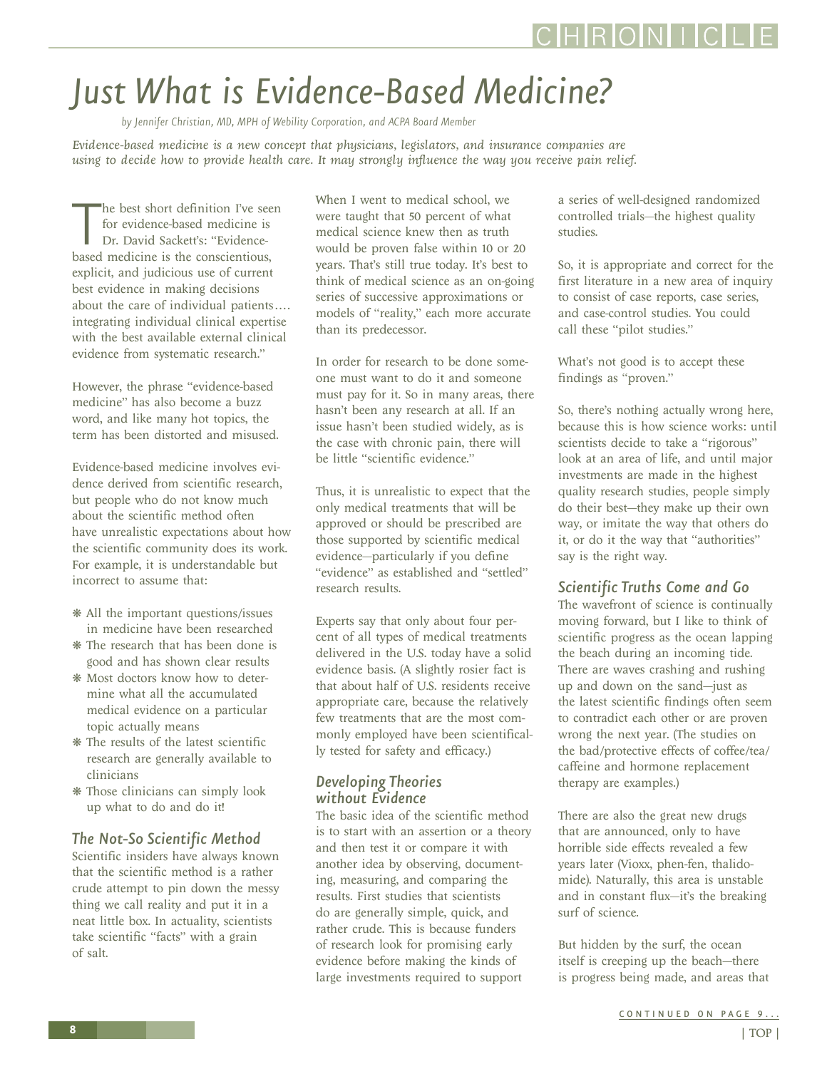# Just What is Evidence-Based Medicine?

*by Jennifer Christian, MD, MPH of Webility Corporation, and ACPA Board Member*

*Evidence-based medicine is a new concept that physicians, legislators, and insurance companies are using to decide how to provide health care. It may strongly influence the way you receive pain relief.*

The best short definition I've seen for evidence-based medicine is Dr. David Sackett's: "Evidence-based medicine is the conscientious, explicit, and judicious use of current best evidence in making decisions about the care of individual patients…. integrating individual clinical expertise with the best available external clinical evidence from systematic research."

However, the phrase "evidence-based medicine" has also become a buzz word, and like many hot topics, the term has been distorted and misused.

Evidence-based medicine involves evidence derived from scientific research, but people who do not know much about the scientific method often have unrealistic expectations about how the scientific community does its work. For example, it is understandable but incorrect to assume that:

- All the important questions/issues in medicine have been researched
- The research that has been done is good and has shown clear results
- Most doctors know how to determine what all the accumulated medical evidence on a particular topic actually means
- The results of the latest scientific research are generally available to clinicians
- Those clinicians can simply look up what to do and do it!

### The Not-So Scientific Method

Scientific insiders have always known that the scientific method is a rather crude attempt to pin down the messy thing we call reality and put it in a neat little box. In actuality, scientists take scientific "facts" with a grain of salt.

When I went to medical school, we were taught that 50 percent of what medical science knew then as truth would be proven false within 10 or 20 years. That's still true today. It's best to think of medical science as an on-going series of successive approximations or models of "reality," each more accurate than its predecessor.

In order for research to be done someone must want to do it and someone must pay for it. So in many areas, there hasn't been any research at all. If an issue hasn't been studied widely, as is the case with chronic pain, there will be little "scientific evidence."

Thus, it is unrealistic to expect that the only medical treatments that will be approved or should be prescribed are those supported by scientific medical evidence—particularly if you define "evidence" as established and "settled" research results.

Experts say that only about four percent of all types of medical treatments delivered in the U.S. today have a solid evidence basis. (A slightly rosier fact is that about half of U.S. residents receive appropriate care, because the relatively few treatments that are the most commonly employed have been scientifically tested for safety and efficacy.)

### Developing Theories without Evidence

The basic idea of the scientific method is to start with an assertion or a theory and then test it or compare it with another idea by observing, documenting, measuring, and comparing the results. First studies that scientists do are generally simple, quick, and rather crude. This is because funders of research look for promising early evidence before making the kinds of large investments required to support a series of well-designed randomized controlled trials—the highest quality studies.

So, it is appropriate and correct for the first literature in a new area of inquiry to consist of case reports, case series, and case-control studies. You could call these "pilot studies."

What's not good is to accept these findings as "proven."

So, there's nothing actually wrong here, because this is how science works: until scientists decide to take a "rigorous" look at an area of life, and until major investments are made in the highest quality research studies, people simply do their best—they make up their own way, or imitate the way that others do it, or do it the way that "authorities" say is the right way.

### Scientific Truths Come and Go

The wavefront of science is continually moving forward, but I like to think of scientific progress as the ocean lapping the beach during an incoming tide. There are waves crashing and rushing up and down on the sand—just as the latest scientific findings often seem to contradict each other or are proven wrong the next year. (The studies on the bad/protective effects of coffee/tea/caffeine and hormone replacement therapy are examples.)

There are also the great new drugs that are announced, only to have horrible side effects revealed a few years later (Vioxx, phen-fen, thalidomide). Naturally, this area is unstable and in constant flux—it's the breaking surf of science.

But hidden by the surf, the ocean itself is creeping up the beach—there is progress being made, and areas that

CONTINUED ON PAGE 9...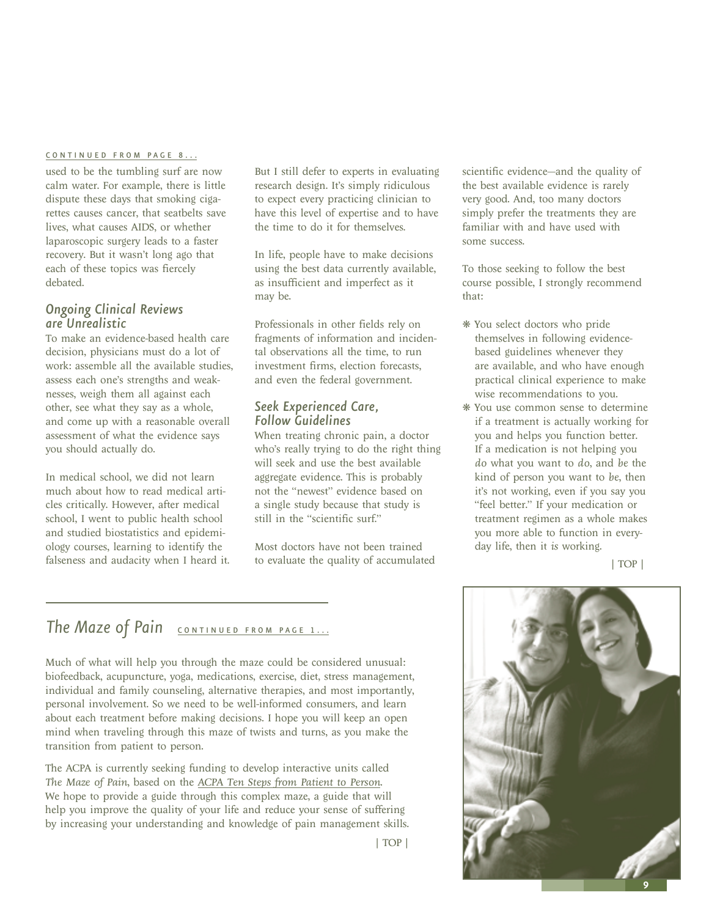CONTINUED FROM PAGE 8...

used to be the tumbling surf are now calm water. For example, there is little dispute these days that smoking cigarettes causes cancer, that seatbelts save lives, what causes AIDS, or whether laparoscopic surgery leads to a faster recovery. But it wasn't long ago that each of these topics was fiercely debated.

### *Ongoing Clinical Reviews are Unrealistic*

To make an evidence-based health care decision, physicians must do a lot of work: assemble all the available studies, assess each one's strengths and weaknesses, weigh them all against each other, see what they say as a whole, and come up with a reasonable overall assessment of what the evidence says you should actually do.

In medical school, we did not learn much about how to read medical articles critically. However, after medical school, I went to public health school and studied biostatistics and epidemiology courses, learning to identify the falseness and audacity when I heard it. But I still defer to experts in evaluating research design. It's simply ridiculous to expect every practicing clinician to have this level of expertise and to have the time to do it for themselves.

In life, people have to make decisions using the best data currently available, as insufficient and imperfect as it may be.

Professionals in other fields rely on fragments of information and incidental observations all the time, to run investment firms, election forecasts, and even the federal government.

### *Seek Experienced Care, Follow Guidelines*

When treating chronic pain, a doctor who's really trying to do the right thing will seek and use the best available aggregate evidence. This is probably not the "newest" evidence based on a single study because that study is still in the "scientific surf."

Most doctors have not been trained to evaluate the quality of accumulated scientific evidence—and the quality of the best available evidence is rarely very good. And, too many doctors simply prefer the treatments they are familiar with and have used with some success.

To those seeking to follow the best course possible, I strongly recommend that:

- You select doctors who pride themselves in following evidence-based guidelines whenever they are available, and who have enough practical clinical experience to make wise recommendations to you.
- You use common sense to determine if a treatment is actually working for you and helps you function better. If a medication is not helping you *do* what you want to *do*, and *be* the kind of person you want to *be*, then it's not working, even if you say you "feel better." If your medication or treatment regimen as a whole makes you more able to function in everyday life, then it *is* working.

| TOP |

## *The Maze of Pain* CONTINUED FROM PAGE 1...

Much of what will help you through the maze could be considered unusual: biofeedback, acupuncture, yoga, medications, exercise, diet, stress management, individual and family counseling, alternative therapies, and most importantly, personal involvement. So we need to be well-informed consumers, and learn about each treatment before making decisions. I hope you will keep an open mind when traveling through this maze of twists and turns, as you make the transition from patient to person.

The ACPA is currently seeking funding to develop interactive units called *The Maze of Pain*, based on the *ACPA Ten Steps from Patient to Person*. We hope to provide a guide through this complex maze, a guide that will help you improve the quality of your life and reduce your sense of suffering by increasing your understanding and knowledge of pain management skills.

| TOP |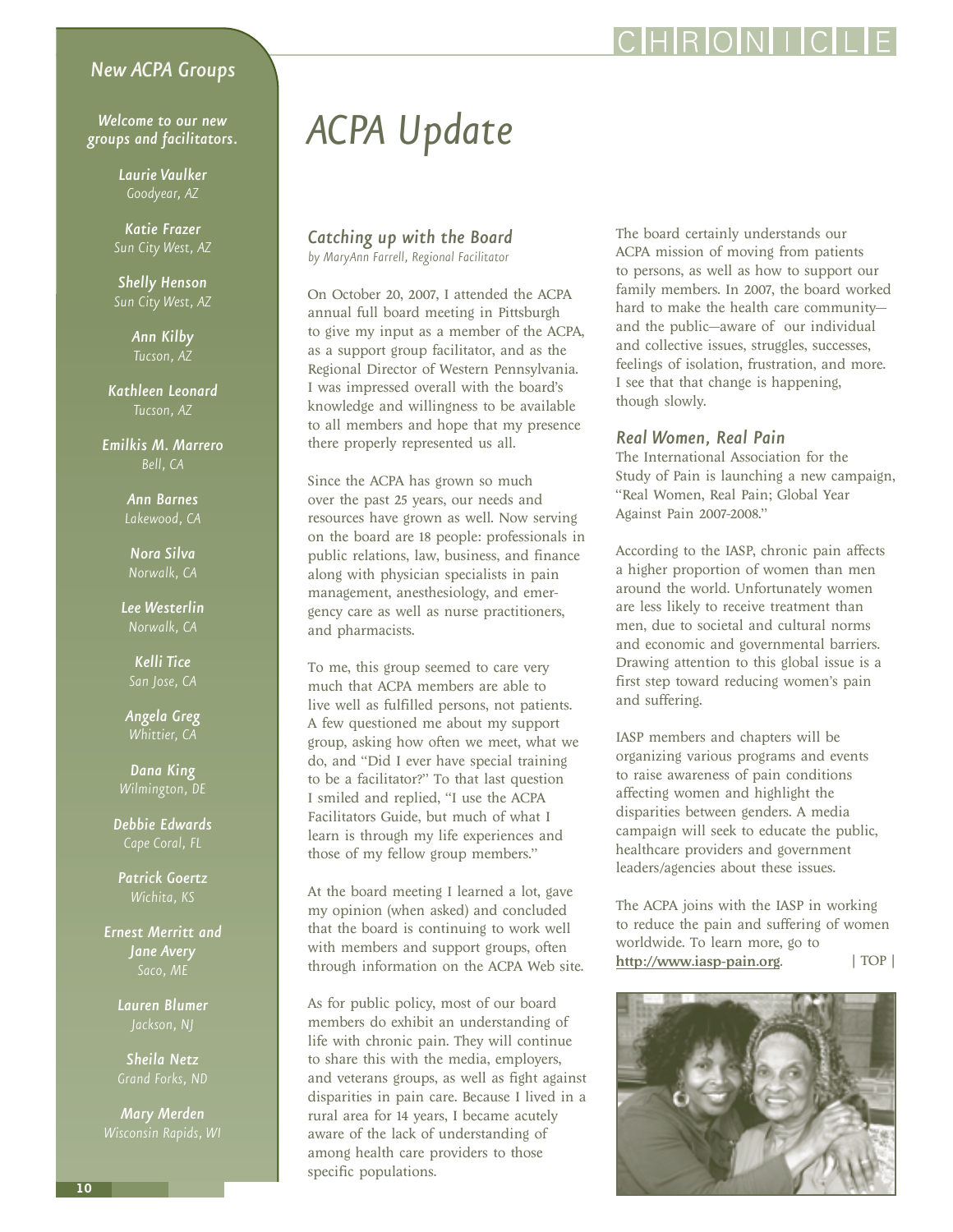## New ACPA Groups

*Welcome to our new groups and facilitators.*

**Laurie Vaulker**
Goodyear, AZ

**Katie Frazer**
Sun City West, AZ

**Shelly Henson**
Sun City West, AZ

**Ann Kilby**
Tucson, AZ

**Kathleen Leonard**
Tucson, AZ

**Emilkis M. Marrero**
Bell, CA

**Ann Barnes**
Lakewood, CA

**Nora Silva**
Norwalk, CA

**Lee Westerlin**
Norwalk, CA

**Kelli Tice**
San Jose, CA

**Angela Greg**
Whittier, CA

**Dana King**
Wilmington, DE

**Debbie Edwards**
Cape Coral, FL

**Patrick Goertz**
Wichita, KS

**Ernest Merritt and Jane Avery**
Saco, ME

**Lauren Blumer**
Jackson, NJ

**Sheila Netz**
Grand Forks, ND

**Mary Merden**
Wisconsin Rapids, WI

# ACPA Update

### Catching up with the Board

*by MaryAnn Farrell, Regional Facilitator*

On October 20, 2007, I attended the ACPA annual full board meeting in Pittsburgh to give my input as a member of the ACPA, as a support group facilitator, and as the Regional Director of Western Pennsylvania. I was impressed overall with the board's knowledge and willingness to be available to all members and hope that my presence there properly represented us all.

Since the ACPA has grown so much over the past 25 years, our needs and resources have grown as well. Now serving on the board are 18 people: professionals in public relations, law, business, and finance along with physician specialists in pain management, anesthesiology, and emergency care as well as nurse practitioners, and pharmacists.

To me, this group seemed to care very much that ACPA members are able to live well as fulfilled persons, not patients. A few questioned me about my support group, asking how often we meet, what we do, and "Did I ever have special training to be a facilitator?" To that last question I smiled and replied, "I use the ACPA Facilitators Guide, but much of what I learn is through my life experiences and those of my fellow group members."

At the board meeting I learned a lot, gave my opinion (when asked) and concluded that the board is continuing to work well with members and support groups, often through information on the ACPA Web site.

As for public policy, most of our board members do exhibit an understanding of life with chronic pain. They will continue to share this with the media, employers, and veterans groups, as well as fight against disparities in pain care. Because I lived in a rural area for 14 years, I became acutely aware of the lack of understanding of among health care providers to those specific populations.

The board certainly understands our ACPA mission of moving from patients to persons, as well as how to support our family members. In 2007, the board worked hard to make the health care community—and the public—aware of our individual and collective issues, struggles, successes, feelings of isolation, frustration, and more. I see that that change is happening, though slowly.

### Real Women, Real Pain

The International Association for the Study of Pain is launching a new campaign, "Real Women, Real Pain; Global Year Against Pain 2007-2008."

According to the IASP, chronic pain affects a higher proportion of women than men around the world. Unfortunately women are less likely to receive treatment than men, due to societal and cultural norms and economic and governmental barriers. Drawing attention to this global issue is a first step toward reducing women's pain and suffering.

IASP members and chapters will be organizing various programs and events to raise awareness of pain conditions affecting women and highlight the disparities between genders. A media campaign will seek to educate the public, healthcare providers and government leaders/agencies about these issues.

The ACPA joins with the IASP in working to reduce the pain and suffering of women worldwide. To learn more, go to **http://www.iasp-pain.org**. | TOP |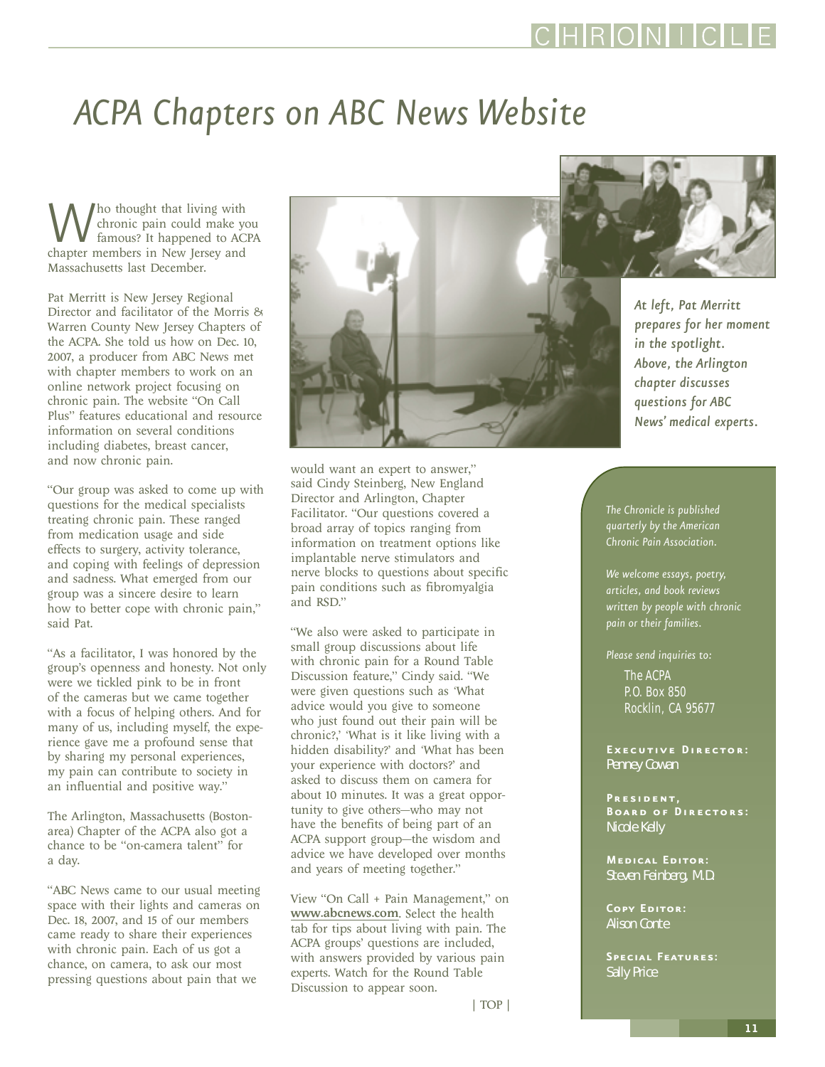# ACPA Chapters on ABC News Website

Who thought that living with chronic pain could make you famous? It happened to ACPA chapter members in New Jersey and Massachusetts last December.

Pat Merritt is New Jersey Regional Director and facilitator of the Morris & Warren County New Jersey Chapters of the ACPA. She told us how on Dec. 10, 2007, a producer from ABC News met with chapter members to work on an online network project focusing on chronic pain. The website "On Call Plus" features educational and resource information on several conditions including diabetes, breast cancer, and now chronic pain.

"Our group was asked to come up with questions for the medical specialists treating chronic pain. These ranged from medication usage and side effects to surgery, activity tolerance, and coping with feelings of depression and sadness. What emerged from our group was a sincere desire to learn how to better cope with chronic pain," said Pat.

"As a facilitator, I was honored by the group's openness and honesty. Not only were we tickled pink to be in front of the cameras but we came together with a focus of helping others. And for many of us, including myself, the experience gave me a profound sense that by sharing my personal experiences, my pain can contribute to society in an influential and positive way."

The Arlington, Massachusetts (Boston-area) Chapter of the ACPA also got a chance to be "on-camera talent" for a day.

"ABC News came to our usual meeting space with their lights and cameras on Dec. 18, 2007, and 15 of our members came ready to share their experiences with chronic pain. Each of us got a chance, on camera, to ask our most pressing questions about pain that we would want an expert to answer," said Cindy Steinberg, New England Director and Arlington, Chapter Facilitator. "Our questions covered a broad array of topics ranging from information on treatment options like implantable nerve stimulators and nerve blocks to questions about specific pain conditions such as fibromyalgia and RSD."

"We also were asked to participate in small group discussions about life with chronic pain for a Round Table Discussion feature," Cindy said. "We were given questions such as 'What advice would you give to someone who just found out their pain will be chronic?,' 'What is it like living with a hidden disability?' and 'What has been your experience with doctors?' and asked to discuss them on camera for about 10 minutes. It was a great opportunity to give others—who may not have the benefits of being part of an ACPA support group—the wisdom and advice we have developed over months and years of meeting together."

View "On Call + Pain Management," on **www.abcnews.com**. Select the health tab for tips about living with pain. The ACPA groups' questions are included, with answers provided by various pain experts. Watch for the Round Table Discussion to appear soon.

| TOP |

*At left, Pat Merritt prepares for her moment in the spotlight. Above, the Arlington chapter discusses questions for ABC News' medical experts.*

*The Chronicle is published quarterly by the American Chronic Pain Association.*

*We welcome essays, poetry, articles, and book reviews written by people with chronic pain or their families.*

*Please send inquiries to:*

The ACPA
P.O. Box 850
Rocklin, CA 95677

**Executive Director:**
Penney Cowan

**President, Board of Directors:**
Nicole Kelly

**Medical Editor:**
Steven Feinberg, M.D.

**Copy Editor:**
Alison Conte

**Special Features:**
Sally Price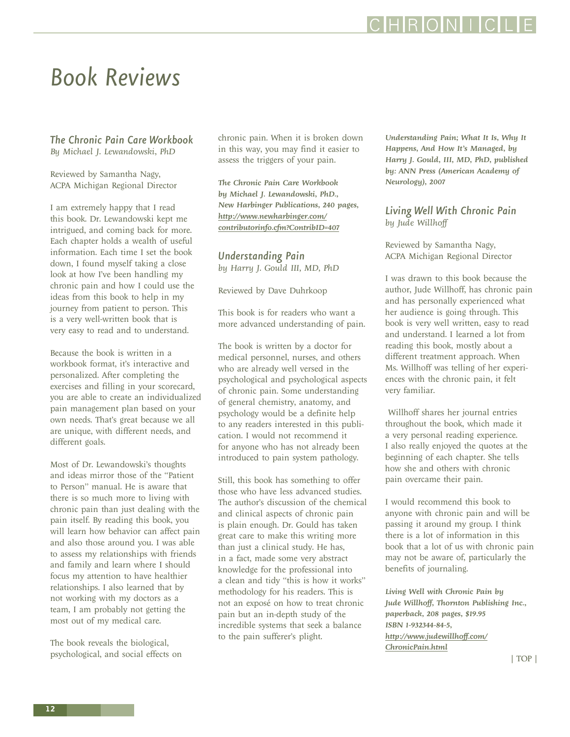# Book Reviews

## *The Chronic Pain Care Workbook*

*By Michael J. Lewandowski, PhD*

Reviewed by Samantha Nagy,
ACPA Michigan Regional Director

I am extremely happy that I read this book. Dr. Lewandowski kept me intrigued, and coming back for more. Each chapter holds a wealth of useful information. Each time I set the book down, I found myself taking a close look at how I've been handling my chronic pain and how I could use the ideas from this book to help in my journey from patient to person. This is a very well-written book that is very easy to read and to understand.

Because the book is written in a workbook format, it's interactive and personalized. After completing the exercises and filling in your scorecard, you are able to create an individualized pain management plan based on your own needs. That's great because we all are unique, with different needs, and different goals.

Most of Dr. Lewandowski's thoughts and ideas mirror those of the "Patient to Person" manual. He is aware that there is so much more to living with chronic pain than just dealing with the pain itself. By reading this book, you will learn how behavior can affect pain and also those around you. I was able to assess my relationships with friends and family and learn where I should focus my attention to have healthier relationships. I also learned that by not working with my doctors as a team, I am probably not getting the most out of my medical care.

The book reveals the biological, psychological, and social effects on chronic pain. When it is broken down in this way, you may find it easier to assess the triggers of your pain.

***The Chronic Pain Care Workbook by Michael J. Lewandowski, PhD., New Harbinger Publications, 240 pages, http://www.newharbinger.com/contributorinfo.cfm?ContribID=407***

## *Understanding Pain*

*by Harry J. Gould III, MD, PhD*

Reviewed by Dave Duhrkoop

This book is for readers who want a more advanced understanding of pain.

The book is written by a doctor for medical personnel, nurses, and others who are already well versed in the psychological and psychological aspects of chronic pain. Some understanding of general chemistry, anatomy, and psychology would be a definite help to any readers interested in this publication. I would not recommend it for anyone who has not already been introduced to pain system pathology.

Still, this book has something to offer those who have less advanced studies. The author's discussion of the chemical and clinical aspects of chronic pain is plain enough. Dr. Gould has taken great care to make this writing more than just a clinical study. He has, in a fact, made some very abstract knowledge for the professional into a clean and tidy "this is how it works" methodology for his readers. This is not an exposé on how to treat chronic pain but an in-depth study of the incredible systems that seek a balance to the pain sufferer's plight.

***Understanding Pain; What It Is, Why It Happens, And How It's Managed, by Harry J. Gould, III, MD, PhD, published by: ANN Press (American Academy of Neurology), 2007***

## *Living Well With Chronic Pain*

*by Jude Willhoff*

Reviewed by Samantha Nagy,
ACPA Michigan Regional Director

I was drawn to this book because the author, Jude Willhoff, has chronic pain and has personally experienced what her audience is going through. This book is very well written, easy to read and understand. I learned a lot from reading this book, mostly about a different treatment approach. When Ms. Willhoff was telling of her experiences with the chronic pain, it felt very familiar.

Willhoff shares her journal entries throughout the book, which made it a very personal reading experience. I also really enjoyed the quotes at the beginning of each chapter. She tells how she and others with chronic pain overcame their pain.

I would recommend this book to anyone with chronic pain and will be passing it around my group. I think there is a lot of information in this book that a lot of us with chronic pain may not be aware of, particularly the benefits of journaling.

***Living Well with Chronic Pain by Jude Willhoff, Thornton Publishing Inc., paperback, 208 pages, $19.95 ISBN 1-932344-84-5, http://www.judewillhoff.com/ChronicPain.html***

| TOP |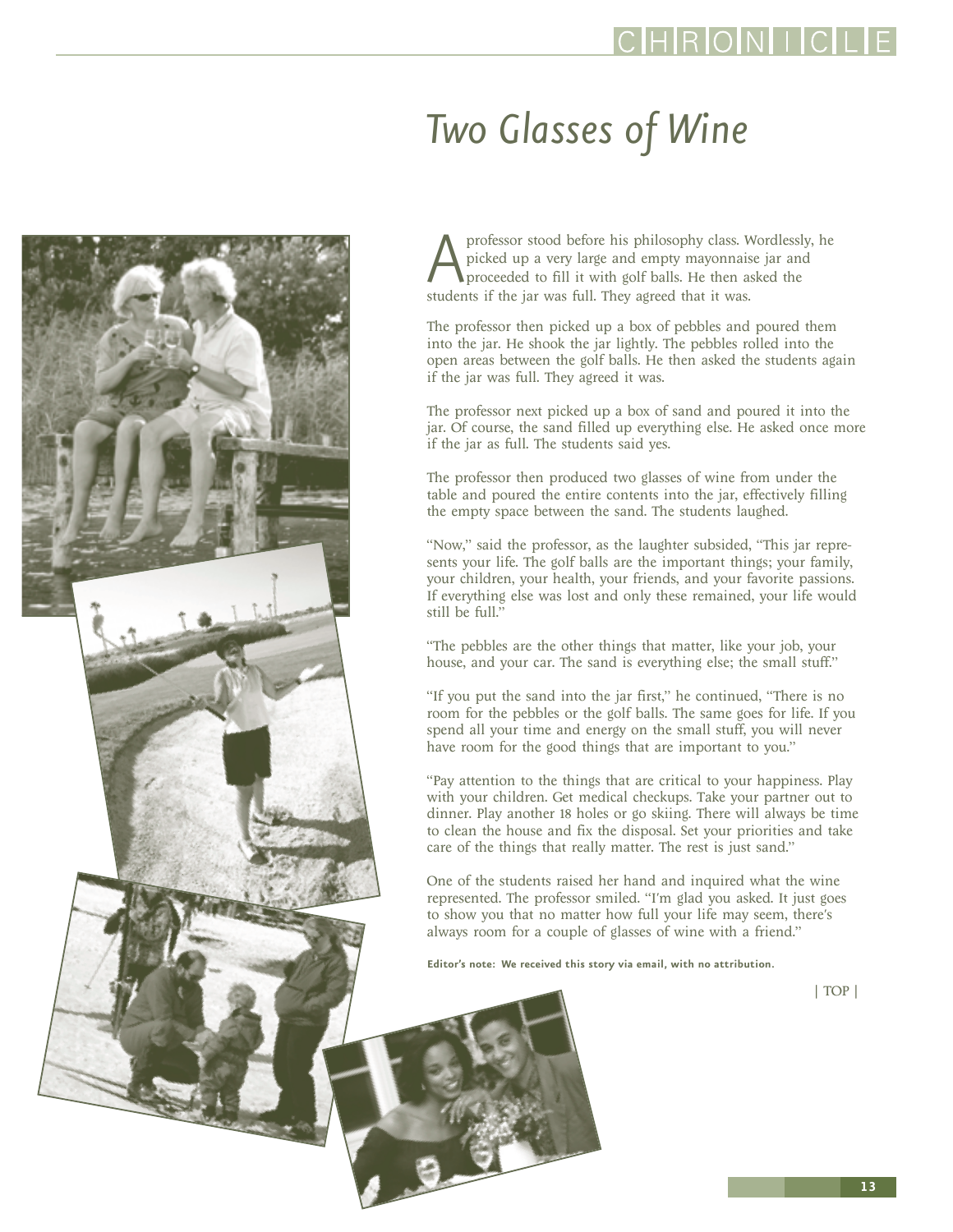# Two Glasses of Wine

A professor stood before his philosophy class. Wordlessly, he picked up a very large and empty mayonnaise jar and proceeded to fill it with golf balls. He then asked the students if the jar was full. They agreed that it was.

The professor then picked up a box of pebbles and poured them into the jar. He shook the jar lightly. The pebbles rolled into the open areas between the golf balls. He then asked the students again if the jar was full. They agreed it was.

The professor next picked up a box of sand and poured it into the jar. Of course, the sand filled up everything else. He asked once more if the jar as full. The students said yes.

The professor then produced two glasses of wine from under the table and poured the entire contents into the jar, effectively filling the empty space between the sand. The students laughed.

"Now," said the professor, as the laughter subsided, "This jar represents your life. The golf balls are the important things; your family, your children, your health, your friends, and your favorite passions. If everything else was lost and only these remained, your life would still be full."

"The pebbles are the other things that matter, like your job, your house, and your car. The sand is everything else; the small stuff."

"If you put the sand into the jar first," he continued, "There is no room for the pebbles or the golf balls. The same goes for life. If you spend all your time and energy on the small stuff, you will never have room for the good things that are important to you."

"Pay attention to the things that are critical to your happiness. Play with your children. Get medical checkups. Take your partner out to dinner. Play another 18 holes or go skiing. There will always be time to clean the house and fix the disposal. Set your priorities and take care of the things that really matter. The rest is just sand."

One of the students raised her hand and inquired what the wine represented. The professor smiled. "I'm glad you asked. It just goes to show you that no matter how full your life may seem, there's always room for a couple of glasses of wine with a friend."

**Editor's note: We received this story via email, with no attribution.**

| TOP |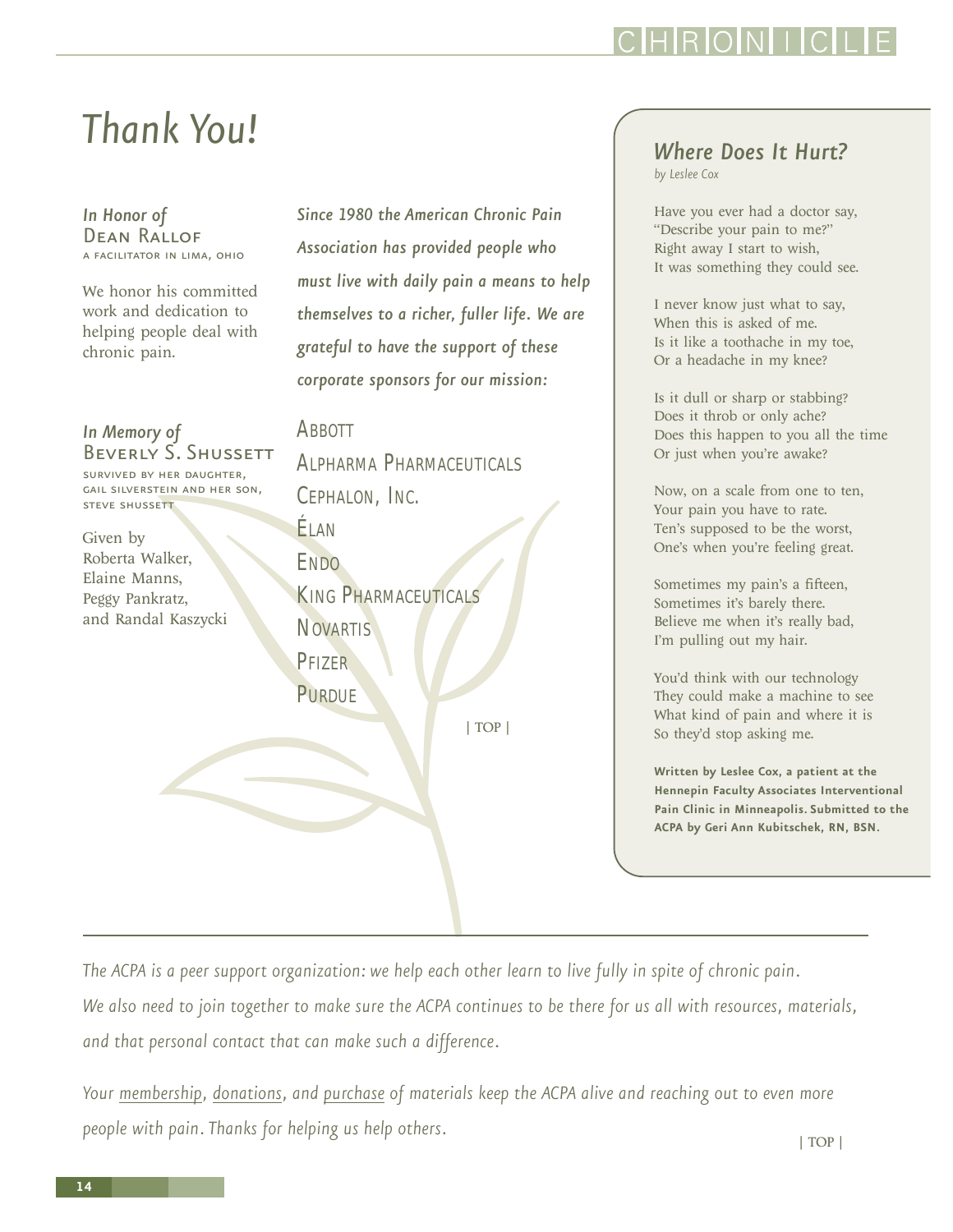# Thank You!

*In Honor of*
**Dean Rallof**
A FACILITATOR IN LIMA, OHIO

We honor his committed work and dedication to helping people deal with chronic pain.

*In Memory of*
**Beverly S. Shussett**
SURVIVED BY HER DAUGHTER, GAIL SILVERSTEIN AND HER SON, STEVE SHUSSETT

Given by
Roberta Walker,
Elaine Manns,
Peggy Pankratz,
and Randal Kaszycki

***Since 1980 the American Chronic Pain Association has provided people who must live with daily pain a means to help themselves to a richer, fuller life. We are grateful to have the support of these corporate sponsors for our mission:***

Abbott
Alpharma Pharmaceuticals
Cephalon, Inc.
Élan
Endo
King Pharmaceuticals
Novartis
Pfizer
Purdue

| TOP |

## *Where Does It Hurt?*

*by Leslee Cox*

Have you ever had a doctor say,
"Describe your pain to me?"
Right away I start to wish,
It was something they could see.

I never know just what to say,
When this is asked of me.
Is it like a toothache in my toe,
Or a headache in my knee?

Is it dull or sharp or stabbing?
Does it throb or only ache?
Does this happen to you all the time
Or just when you're awake?

Now, on a scale from one to ten,
Your pain you have to rate.
Ten's supposed to be the worst,
One's when you're feeling great.

Sometimes my pain's a fifteen,
Sometimes it's barely there.
Believe me when it's really bad,
I'm pulling out my hair.

You'd think with our technology
They could make a machine to see
What kind of pain and where it is
So they'd stop asking me.

**Written by Leslee Cox, a patient at the Hennepin Faculty Associates Interventional Pain Clinic in Minneapolis. Submitted to the ACPA by Geri Ann Kubitschek, RN, BSN.**

---

*The ACPA is a peer support organization: we help each other learn to live fully in spite of chronic pain. We also need to join together to make sure the ACPA continues to be there for us all with resources, materials, and that personal contact that can make such a difference.*

*Your membership, donations, and purchase of materials keep the ACPA alive and reaching out to even more people with pain. Thanks for helping us help others.*

| TOP |